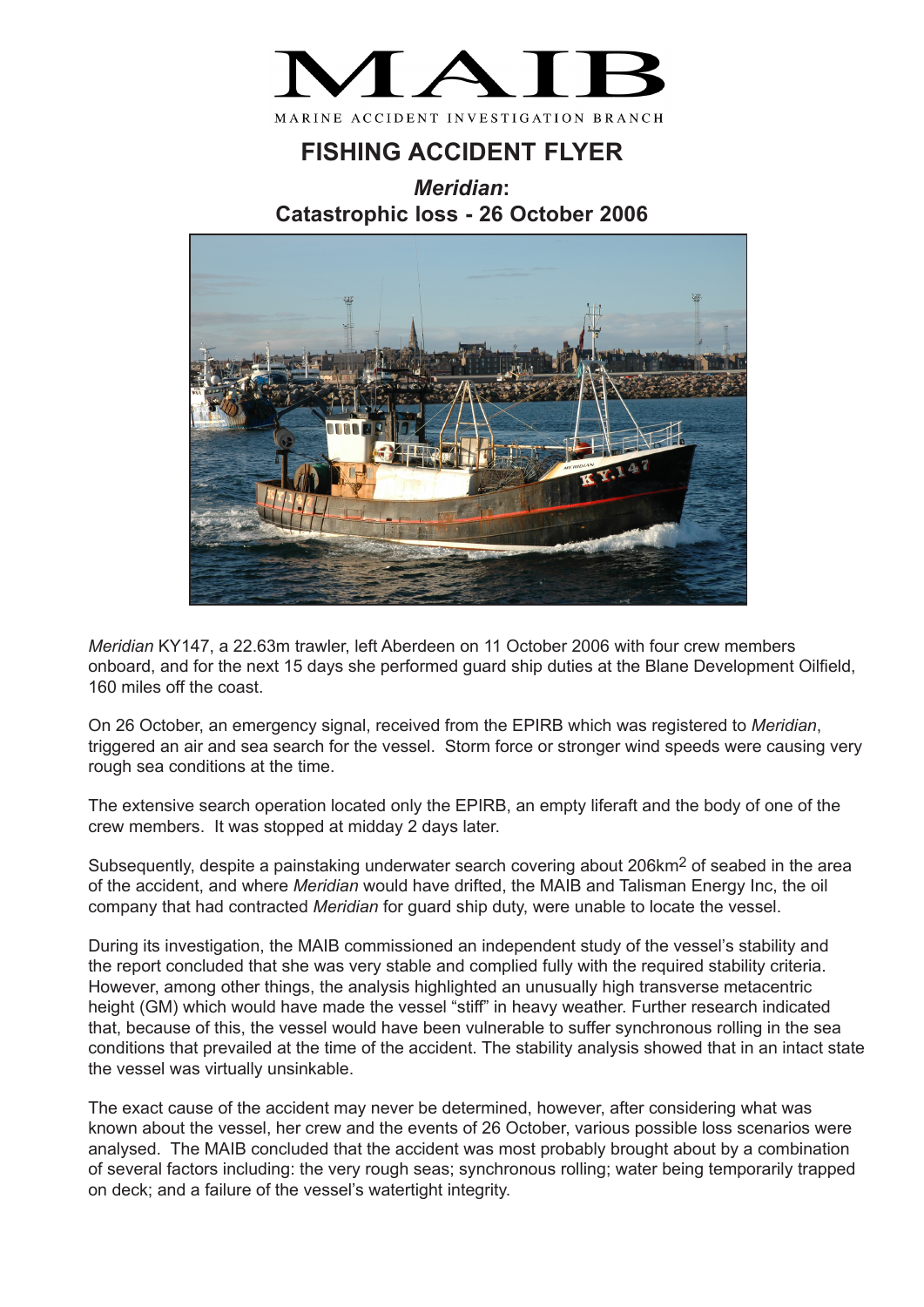# MAIB

MARINE ACCIDENT INVESTIGATION BRANCH

## FISHING ACCIDENT FLYER

### *Meridian*: Catastrophic loss - 26 October 2006

*Meridian* KY147, a 22.63m trawler, left Aberdeen on 11 October 2006 with four crew members onboard, and for the next 15 days she performed guard ship duties at the Blane Development Oilfield, 160 miles off the coast.

On 26 October, an emergency signal, received from the EPIRB which was registered to *Meridian*, triggered an air and sea search for the vessel. Storm force or stronger wind speeds were causing very rough sea conditions at the time.

The extensive search operation located only the EPIRB, an empty liferaft and the body of one of the crew members. It was stopped at midday 2 days later.

Subsequently, despite a painstaking underwater search covering about 206km$^2$ of seabed in the area of the accident, and where *Meridian* would have drifted, the MAIB and Talisman Energy Inc, the oil company that had contracted *Meridian* for guard ship duty, were unable to locate the vessel.

During its investigation, the MAIB commissioned an independent study of the vessel's stability and the report concluded that she was very stable and complied fully with the required stability criteria. However, among other things, the analysis highlighted an unusually high transverse metacentric height (GM) which would have made the vessel "stiff" in heavy weather. Further research indicated that, because of this, the vessel would have been vulnerable to suffer synchronous rolling in the sea conditions that prevailed at the time of the accident. The stability analysis showed that in an intact state the vessel was virtually unsinkable.

The exact cause of the accident may never be determined, however, after considering what was known about the vessel, her crew and the events of 26 October, various possible loss scenarios were analysed. The MAIB concluded that the accident was most probably brought about by a combination of several factors including: the very rough seas; synchronous rolling; water being temporarily trapped on deck; and a failure of the vessel's watertight integrity.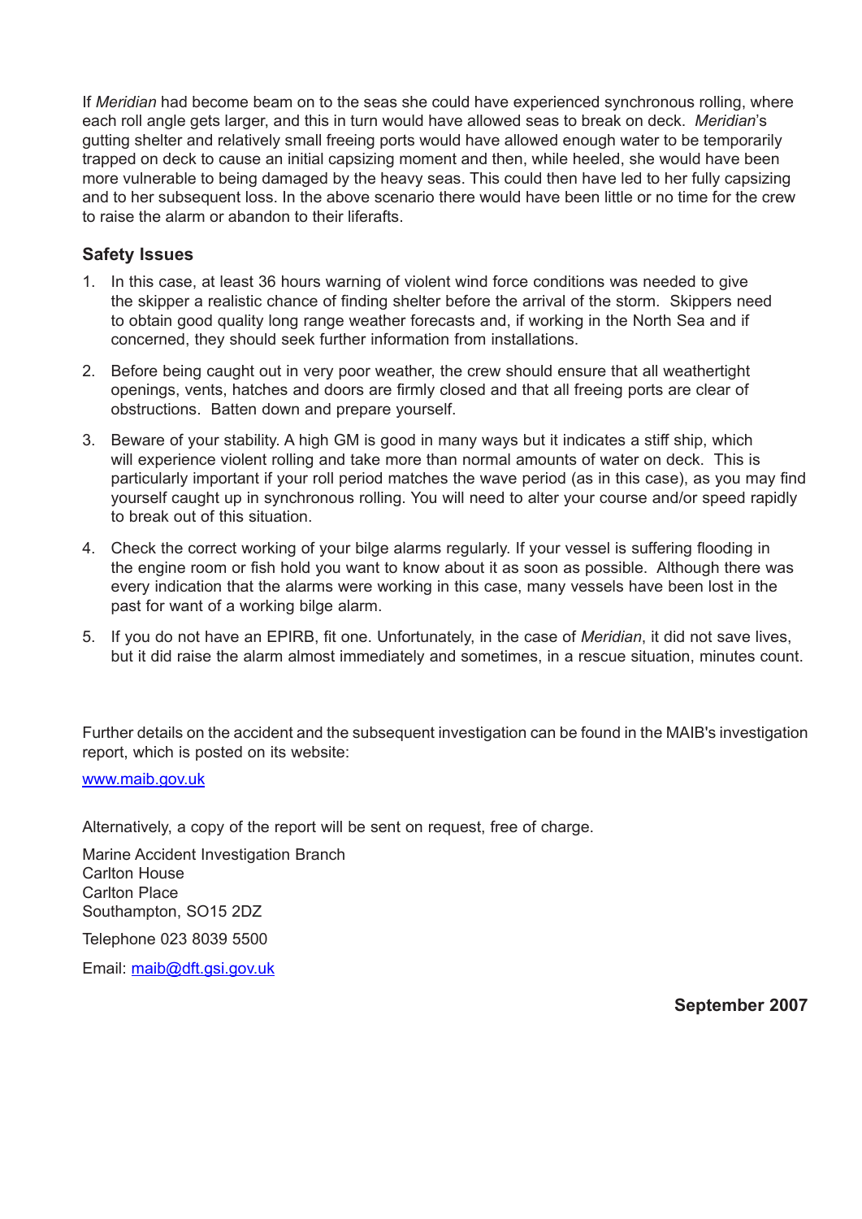If *Meridian* had become beam on to the seas she could have experienced synchronous rolling, where each roll angle gets larger, and this in turn would have allowed seas to break on deck. *Meridian*'s gutting shelter and relatively small freeing ports would have allowed enough water to be temporarily trapped on deck to cause an initial capsizing moment and then, while heeled, she would have been more vulnerable to being damaged by the heavy seas. This could then have led to her fully capsizing and to her subsequent loss. In the above scenario there would have been little or no time for the crew to raise the alarm or abandon to their liferafts.

### Safety Issues

1. In this case, at least 36 hours warning of violent wind force conditions was needed to give the skipper a realistic chance of finding shelter before the arrival of the storm. Skippers need to obtain good quality long range weather forecasts and, if working in the North Sea and if concerned, they should seek further information from installations.

2. Before being caught out in very poor weather, the crew should ensure that all weathertight openings, vents, hatches and doors are firmly closed and that all freeing ports are clear of obstructions. Batten down and prepare yourself.

3. Beware of your stability. A high GM is good in many ways but it indicates a stiff ship, which will experience violent rolling and take more than normal amounts of water on deck. This is particularly important if your roll period matches the wave period (as in this case), as you may find yourself caught up in synchronous rolling. You will need to alter your course and/or speed rapidly to break out of this situation.

4. Check the correct working of your bilge alarms regularly. If your vessel is suffering flooding in the engine room or fish hold you want to know about it as soon as possible. Although there was every indication that the alarms were working in this case, many vessels have been lost in the past for want of a working bilge alarm.

5. If you do not have an EPIRB, fit one. Unfortunately, in the case of *Meridian*, it did not save lives, but it did raise the alarm almost immediately and sometimes, in a rescue situation, minutes count.

Further details on the accident and the subsequent investigation can be found in the MAIB's investigation report, which is posted on its website:

[www.maib.gov.uk](http://www.maib.gov.uk)

Alternatively, a copy of the report will be sent on request, free of charge.

Marine Accident Investigation Branch
Carlton House
Carlton Place
Southampton, SO15 2DZ

Telephone 023 8039 5500

Email: [maib@dft.gsi.gov.uk](mailto:maib@dft.gsi.gov.uk)

**September 2007**